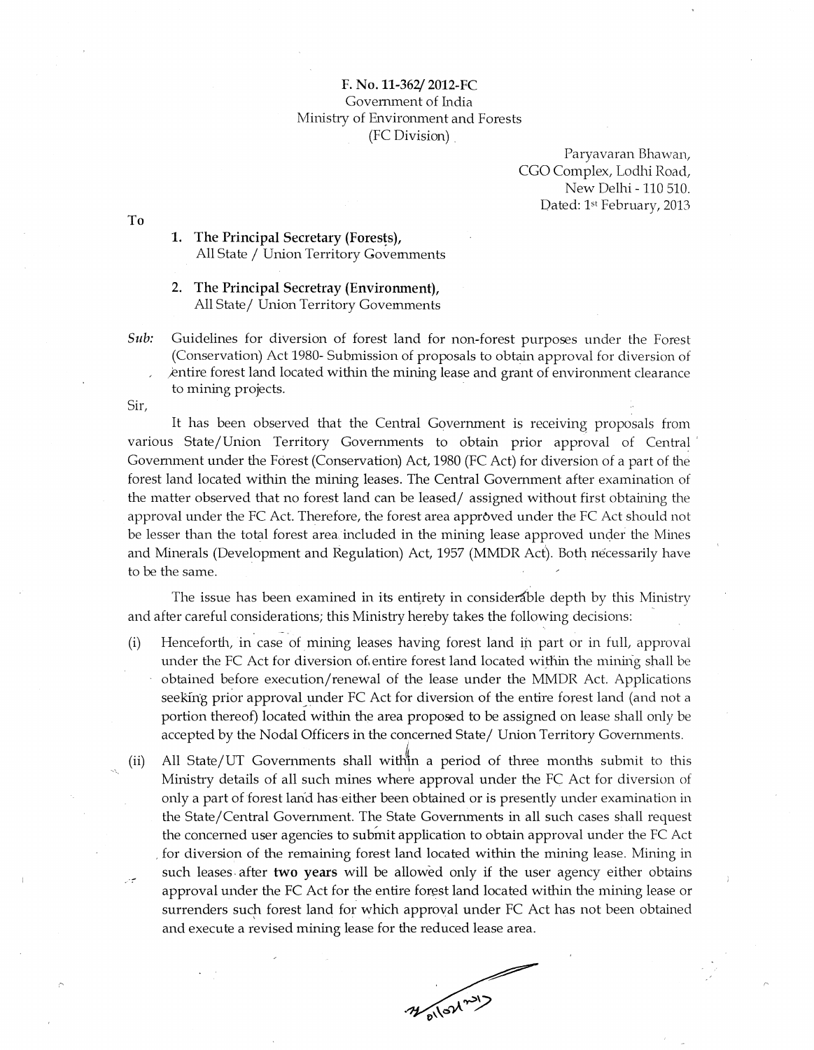**F. No. 11-362/ 2012-FC**
Government of India
Ministry of Environment and Forests
(FC Division)

Paryavaran Bhawan,
CGO Complex, Lodhi Road,
New Delhi - 110 510.
Dated: 1st February, 2013

To

1. **The Principal Secretary (Forests),**
   All State / Union Territory Governments

2. **The Principal Secretray (Environment),**
   All State/ Union Territory Governments

***Sub:*** Guidelines for diversion of forest land for non-forest purposes under the Forest (Conservation) Act 1980- Submission of proposals to obtain approval for diversion of entire forest land located within the mining lease and grant of environment clearance to mining projects.

Sir,

It has been observed that the Central Government is receiving proposals from various State/Union Territory Governments to obtain prior approval of Central Government under the Forest (Conservation) Act, 1980 (FC Act) for diversion of a part of the forest land located within the mining leases. The Central Government after examination of the matter observed that no forest land can be leased/ assigned without first obtaining the approval under the FC Act. Therefore, the forest area approved under the FC Act should not be lesser than the total forest area included in the mining lease approved under the Mines and Minerals (Development and Regulation) Act, 1957 (MMDR Act). Both necessarily have to be the same.

The issue has been examined in its entirety in considerable depth by this Ministry and after careful considerations; this Ministry hereby takes the following decisions:

(i) Henceforth, in case of mining leases having forest land in part or in full, approval under the FC Act for diversion of entire forest land located within the mining shall be obtained before execution/renewal of the lease under the MMDR Act. Applications seeking prior approval under FC Act for diversion of the entire forest land (and not a portion thereof) located within the area proposed to be assigned on lease shall only be accepted by the Nodal Officers in the concerned State/ Union Territory Governments.

(ii) All State/UT Governments shall within a period of three months submit to this Ministry details of all such mines where approval under the FC Act for diversion of only a part of forest land has either been obtained or is presently under examination in the State/Central Government. The State Governments in all such cases shall request the concerned user agencies to submit application to obtain approval under the FC Act for diversion of the remaining forest land located within the mining lease. Mining in such leases after **two years** will be allowed only if the user agency either obtains approval under the FC Act for the entire forest land located within the mining lease or surrenders such forest land for which approval under FC Act has not been obtained and execute a revised mining lease for the reduced lease area.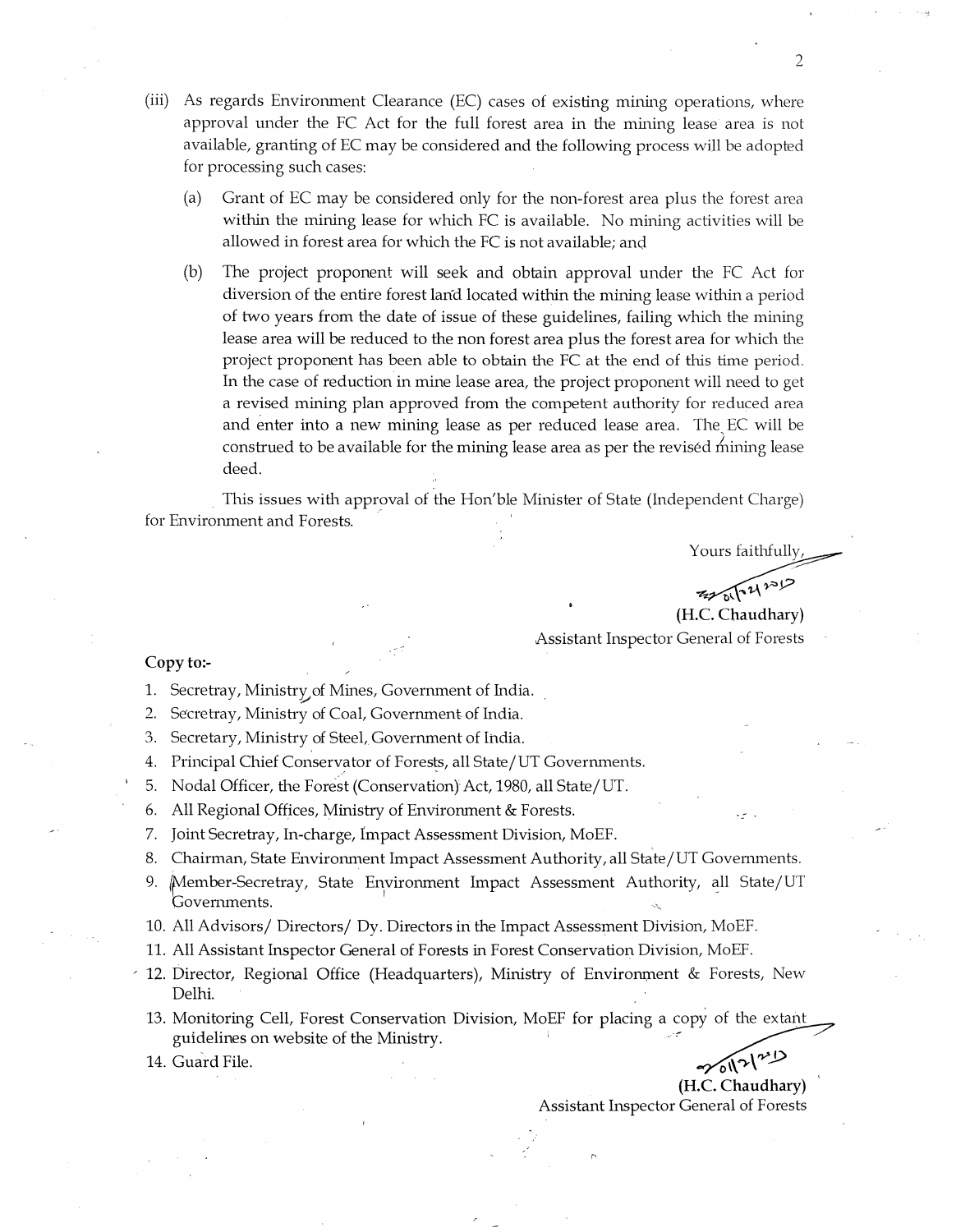(iii) As regards Environment Clearance (EC) cases of existing mining operations, where approval under the FC Act for the full forest area in the mining lease area is not available, granting of EC may be considered and the following process will be adopted for processing such cases:

   (a) Grant of EC may be considered only for the non-forest area plus the forest area within the mining lease for which FC is available. No mining activities will be allowed in forest area for which the FC is not available; and

   (b) The project proponent will seek and obtain approval under the FC Act for diversion of the entire forest land located within the mining lease within a period of two years from the date of issue of these guidelines, failing which the mining lease area will be reduced to the non forest area plus the forest area for which the project proponent has been able to obtain the FC at the end of this time period. In the case of reduction in mine lease area, the project proponent will need to get a revised mining plan approved from the competent authority for reduced area and enter into a new mining lease as per reduced lease area. The EC will be construed to be available for the mining lease area as per the revised mining lease deed.

This issues with approval of the Hon'ble Minister of State (Independent Charge) for Environment and Forests.

Yours faithfully,

(H.C. Chaudhary)
Assistant Inspector General of Forests

**Copy to:-**

1. Secretray, Ministry of Mines, Government of India.
2. Secretray, Ministry of Coal, Government of India.
3. Secretary, Ministry of Steel, Government of India.
4. Principal Chief Conservator of Forests, all State/UT Governments.
5. Nodal Officer, the Forest (Conservation) Act, 1980, all State/UT.
6. All Regional Offices, Ministry of Environment & Forests.
7. Joint Secretray, In-charge, Impact Assessment Division, MoEF.
8. Chairman, State Environment Impact Assessment Authority, all State/UT Governments.
9. Member-Secretray, State Environment Impact Assessment Authority, all State/UT Governments.
10. All Advisors/ Directors/ Dy. Directors in the Impact Assessment Division, MoEF.
11. All Assistant Inspector General of Forests in Forest Conservation Division, MoEF.
12. Director, Regional Office (Headquarters), Ministry of Environment & Forests, New Delhi.
13. Monitoring Cell, Forest Conservation Division, MoEF for placing a copy of the extant guidelines on website of the Ministry.
14. Guard File.

(H.C. Chaudhary)
Assistant Inspector General of Forests